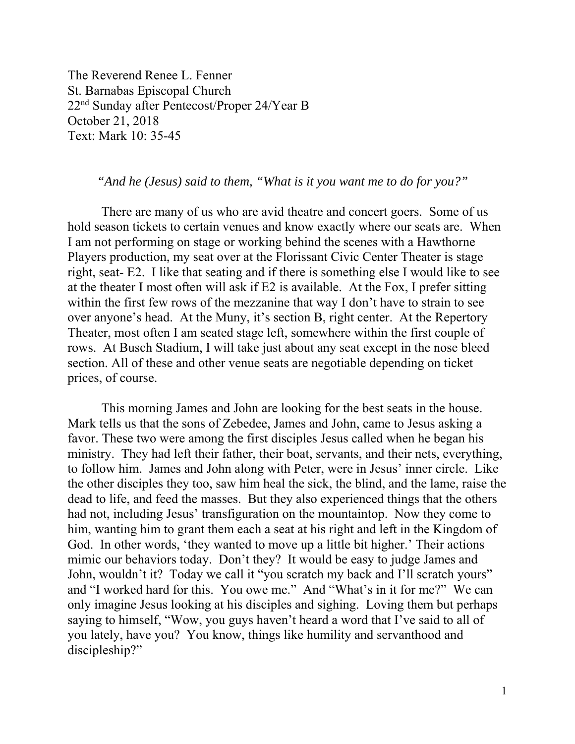The Reverend Renee L. Fenner
St. Barnabas Episcopal Church
22nd Sunday after Pentecost/Proper 24/Year B
October 21, 2018
Text: Mark 10: 35-45

*"And he (Jesus) said to them, "What is it you want me to do for you?"*

There are many of us who are avid theatre and concert goers. Some of us hold season tickets to certain venues and know exactly where our seats are. When I am not performing on stage or working behind the scenes with a Hawthorne Players production, my seat over at the Florissant Civic Center Theater is stage right, seat- E2. I like that seating and if there is something else I would like to see at the theater I most often will ask if E2 is available. At the Fox, I prefer sitting within the first few rows of the mezzanine that way I don't have to strain to see over anyone's head. At the Muny, it's section B, right center. At the Repertory Theater, most often I am seated stage left, somewhere within the first couple of rows. At Busch Stadium, I will take just about any seat except in the nose bleed section. All of these and other venue seats are negotiable depending on ticket prices, of course.

This morning James and John are looking for the best seats in the house. Mark tells us that the sons of Zebedee, James and John, came to Jesus asking a favor. These two were among the first disciples Jesus called when he began his ministry. They had left their father, their boat, servants, and their nets, everything, to follow him. James and John along with Peter, were in Jesus' inner circle. Like the other disciples they too, saw him heal the sick, the blind, and the lame, raise the dead to life, and feed the masses. But they also experienced things that the others had not, including Jesus' transfiguration on the mountaintop. Now they come to him, wanting him to grant them each a seat at his right and left in the Kingdom of God. In other words, 'they wanted to move up a little bit higher.' Their actions mimic our behaviors today. Don't they? It would be easy to judge James and John, wouldn't it? Today we call it "you scratch my back and I'll scratch yours" and "I worked hard for this. You owe me." And "What's in it for me?" We can only imagine Jesus looking at his disciples and sighing. Loving them but perhaps saying to himself, "Wow, you guys haven't heard a word that I've said to all of you lately, have you? You know, things like humility and servanthood and discipleship?"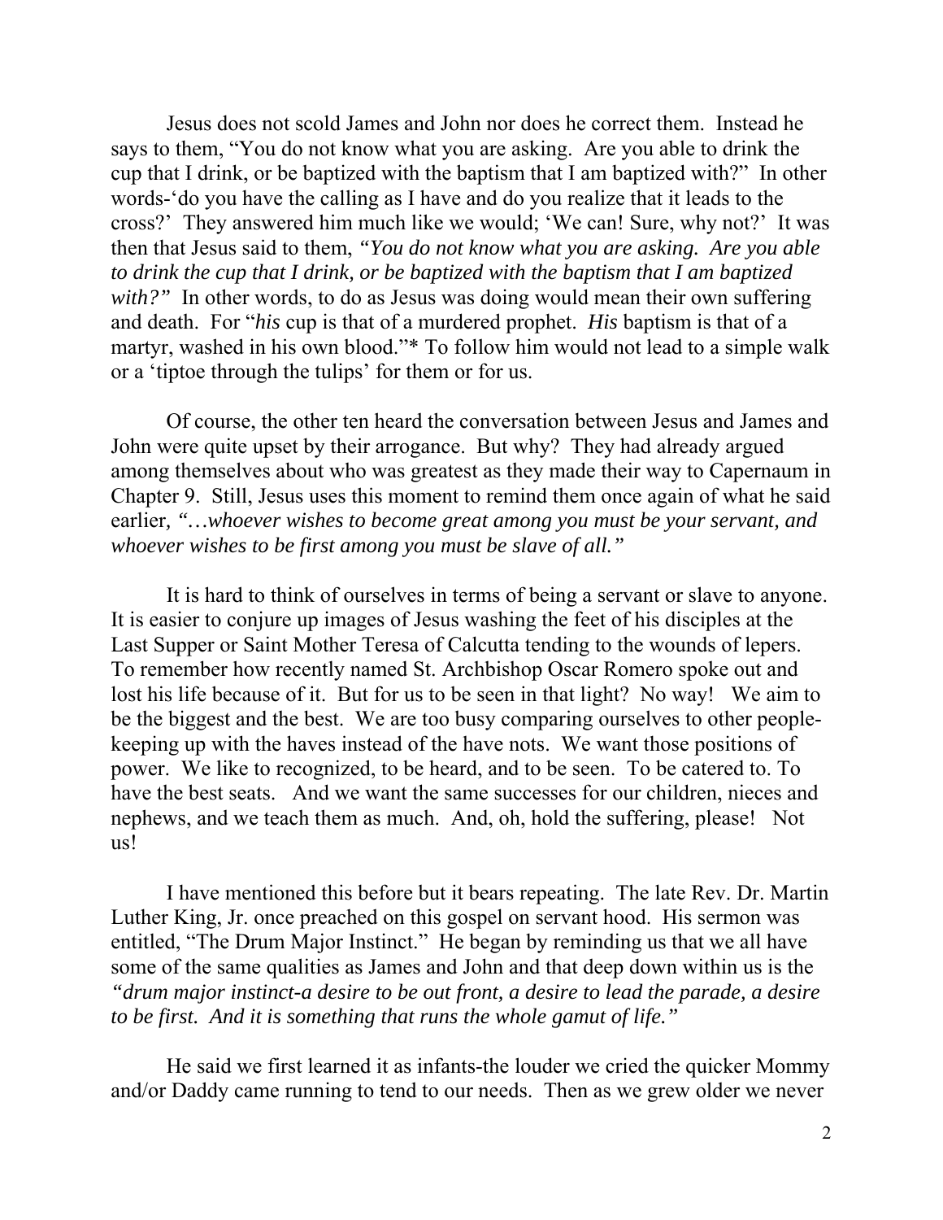Jesus does not scold James and John nor does he correct them. Instead he says to them, “You do not know what you are asking. Are you able to drink the cup that I drink, or be baptized with the baptism that I am baptized with?” In other words-‘do you have the calling as I have and do you realize that it leads to the cross?’ They answered him much like we would; ‘We can! Sure, why not?’ It was then that Jesus said to them, *“You do not know what you are asking. Are you able to drink the cup that I drink, or be baptized with the baptism that I am baptized with?”* In other words, to do as Jesus was doing would mean their own suffering and death. For “*his* cup is that of a murdered prophet. *His* baptism is that of a martyr, washed in his own blood.”* To follow him would not lead to a simple walk or a ‘tiptoe through the tulips’ for them or for us.

Of course, the other ten heard the conversation between Jesus and James and John were quite upset by their arrogance. But why? They had already argued among themselves about who was greatest as they made their way to Capernaum in Chapter 9. Still, Jesus uses this moment to remind them once again of what he said earlier*, “…whoever wishes to become great among you must be your servant, and whoever wishes to be first among you must be slave of all.”*

It is hard to think of ourselves in terms of being a servant or slave to anyone. It is easier to conjure up images of Jesus washing the feet of his disciples at the Last Supper or Saint Mother Teresa of Calcutta tending to the wounds of lepers. To remember how recently named St. Archbishop Oscar Romero spoke out and lost his life because of it. But for us to be seen in that light? No way! We aim to be the biggest and the best. We are too busy comparing ourselves to other people-keeping up with the haves instead of the have nots. We want those positions of power. We like to recognized, to be heard, and to be seen. To be catered to. To have the best seats. And we want the same successes for our children, nieces and nephews, and we teach them as much. And, oh, hold the suffering, please! Not us!

I have mentioned this before but it bears repeating. The late Rev. Dr. Martin Luther King, Jr. once preached on this gospel on servant hood. His sermon was entitled, “The Drum Major Instinct.” He began by reminding us that we all have some of the same qualities as James and John and that deep down within us is the *“drum major instinct-a desire to be out front, a desire to lead the parade, a desire to be first. And it is something that runs the whole gamut of life.”*

He said we first learned it as infants-the louder we cried the quicker Mommy and/or Daddy came running to tend to our needs. Then as we grew older we never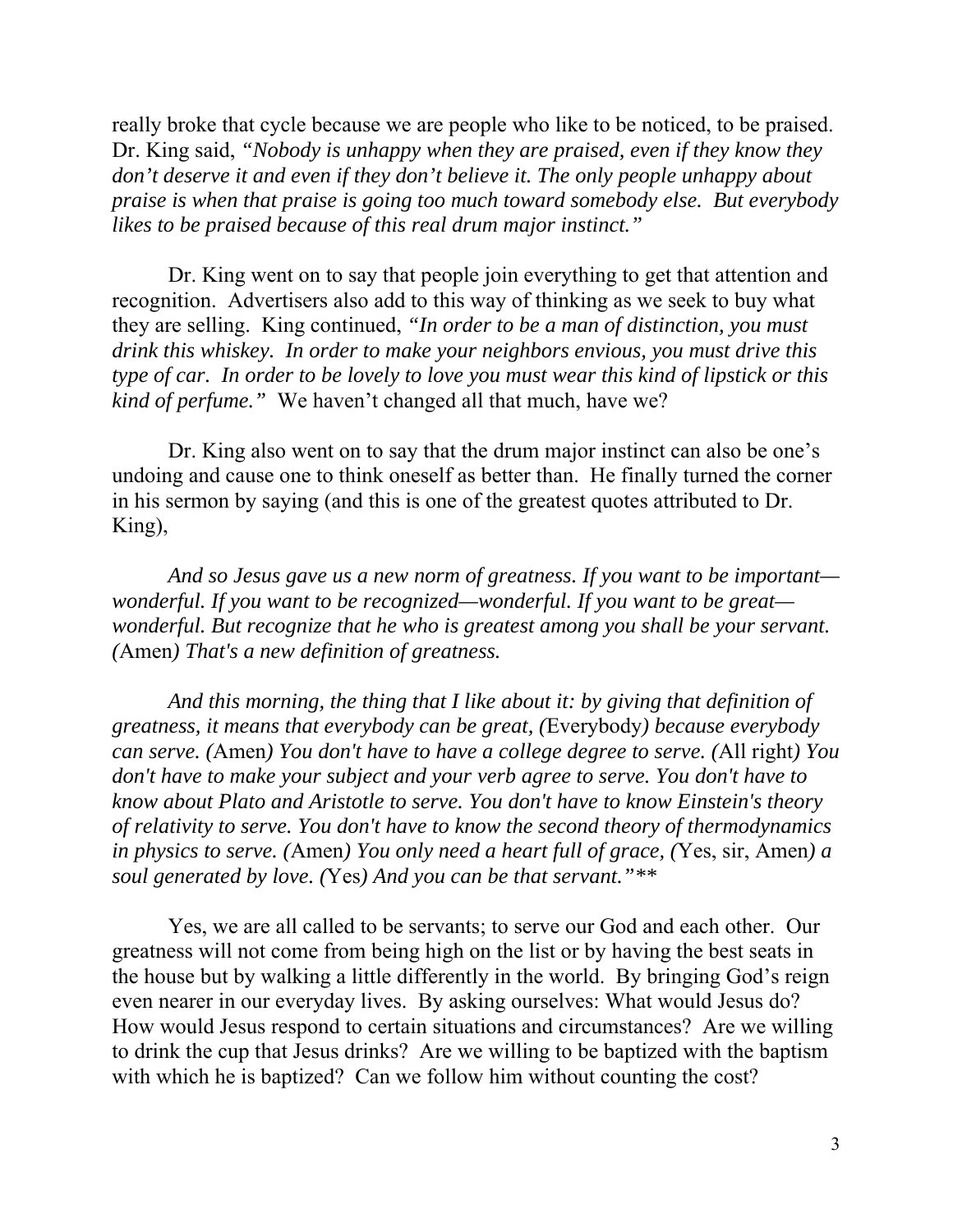really broke that cycle because we are people who like to be noticed, to be praised. Dr. King said, *"Nobody is unhappy when they are praised, even if they know they don't deserve it and even if they don't believe it. The only people unhappy about praise is when that praise is going too much toward somebody else. But everybody likes to be praised because of this real drum major instinct."*

Dr. King went on to say that people join everything to get that attention and recognition. Advertisers also add to this way of thinking as we seek to buy what they are selling. King continued, *"In order to be a man of distinction, you must drink this whiskey. In order to make your neighbors envious, you must drive this type of car. In order to be lovely to love you must wear this kind of lipstick or this kind of perfume."* We haven't changed all that much, have we?

Dr. King also went on to say that the drum major instinct can also be one's undoing and cause one to think oneself as better than. He finally turned the corner in his sermon by saying (and this is one of the greatest quotes attributed to Dr. King),

*And so Jesus gave us a new norm of greatness. If you want to be important—wonderful. If you want to be recognized—wonderful. If you want to be great—wonderful. But recognize that he who is greatest among you shall be your servant. (*Amen*) That's a new definition of greatness.*

*And this morning, the thing that I like about it: by giving that definition of greatness, it means that everybody can be great, (*Everybody*) because everybody can serve. (*Amen*) You don't have to have a college degree to serve. (*All right*) You don't have to make your subject and your verb agree to serve. You don't have to know about Plato and Aristotle to serve. You don't have to know Einstein's theory of relativity to serve. You don't have to know the second theory of thermodynamics in physics to serve. (*Amen*) You only need a heart full of grace, (*Yes, sir, Amen*) a soul generated by love. (*Yes*) And you can be that servant."***

Yes, we are all called to be servants; to serve our God and each other. Our greatness will not come from being high on the list or by having the best seats in the house but by walking a little differently in the world. By bringing God's reign even nearer in our everyday lives. By asking ourselves: What would Jesus do? How would Jesus respond to certain situations and circumstances? Are we willing to drink the cup that Jesus drinks? Are we willing to be baptized with the baptism with which he is baptized? Can we follow him without counting the cost?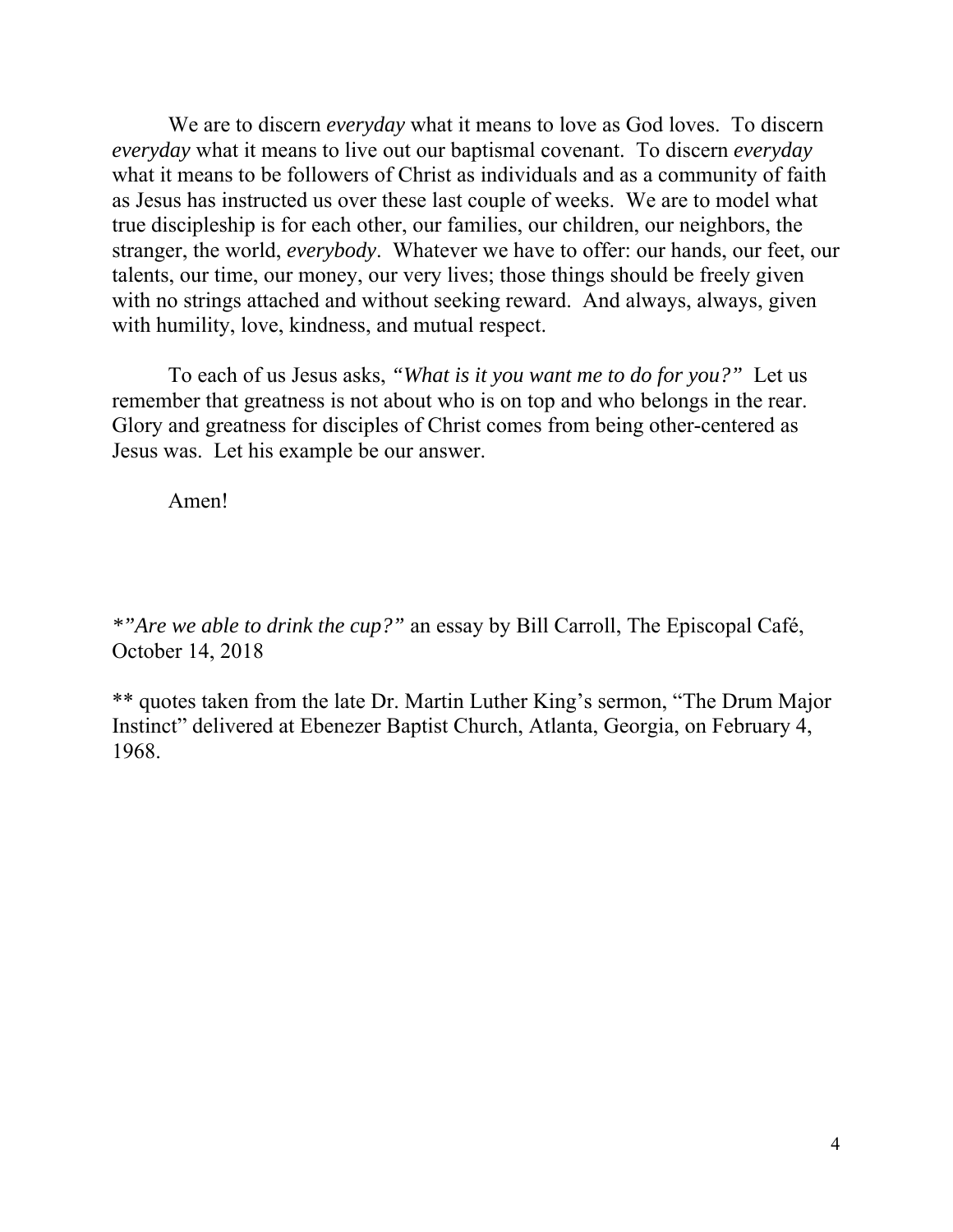We are to discern *everyday* what it means to love as God loves. To discern *everyday* what it means to live out our baptismal covenant. To discern *everyday* what it means to be followers of Christ as individuals and as a community of faith as Jesus has instructed us over these last couple of weeks. We are to model what true discipleship is for each other, our families, our children, our neighbors, the stranger, the world, *everybody*. Whatever we have to offer: our hands, our feet, our talents, our time, our money, our very lives; those things should be freely given with no strings attached and without seeking reward. And always, always, given with humility, love, kindness, and mutual respect.

To each of us Jesus asks, *"What is it you want me to do for you?"* Let us remember that greatness is not about who is on top and who belongs in the rear. Glory and greatness for disciples of Christ comes from being other-centered as Jesus was. Let his example be our answer.

Amen!

**"Are we able to drink the cup?"* an essay by Bill Carroll, The Episcopal Café, October 14, 2018

** quotes taken from the late Dr. Martin Luther King's sermon, "The Drum Major Instinct" delivered at Ebenezer Baptist Church, Atlanta, Georgia, on February 4, 1968.